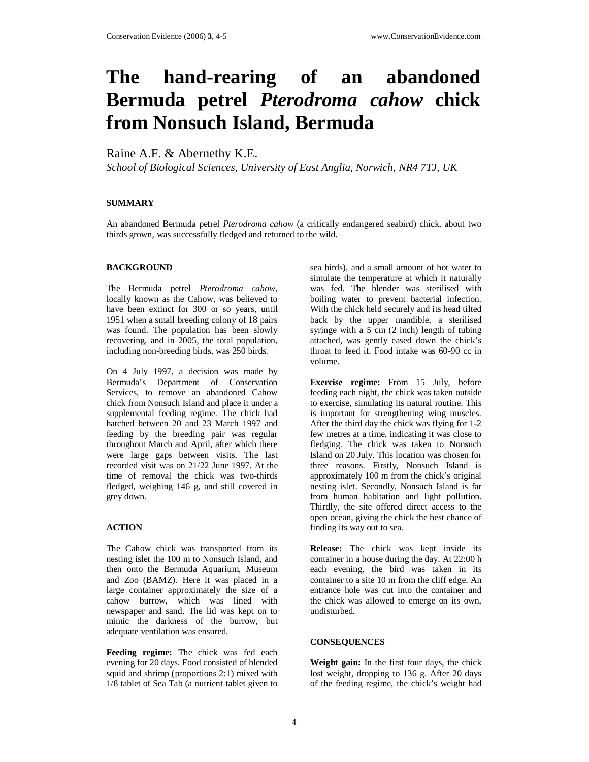# The hand-rearing of an abandoned Bermuda petrel *Pterodroma cahow* chick from Nonsuch Island, Bermuda

Raine A.F. & Abernethy K.E.

*School of Biological Sciences, University of East Anglia, Norwich, NR4 7TJ, UK*

## SUMMARY

An abandoned Bermuda petrel *Pterodroma cahow* (a critically endangered seabird) chick, about two thirds grown, was successfully fledged and returned to the wild.

## BACKGROUND

The Bermuda petrel *Pterodroma cahow*, locally known as the Cahow, was believed to have been extinct for 300 or so years, until 1951 when a small breeding colony of 18 pairs was found. The population has been slowly recovering, and in 2005, the total population, including non-breeding birds, was 250 birds.

On 4 July 1997, a decision was made by Bermuda's Department of Conservation Services, to remove an abandoned Cahow chick from Nonsuch Island and place it under a supplemental feeding regime. The chick had hatched between 20 and 23 March 1997 and feeding by the breeding pair was regular throughout March and April, after which there were large gaps between visits. The last recorded visit was on 21/22 June 1997. At the time of removal the chick was two-thirds fledged, weighing 146 g, and still covered in grey down.

## ACTION

The Cahow chick was transported from its nesting islet the 100 m to Nonsuch Island, and then onto the Bermuda Aquarium, Museum and Zoo (BAMZ). Here it was placed in a large container approximately the size of a cahow burrow, which was lined with newspaper and sand. The lid was kept on to mimic the darkness of the burrow, but adequate ventilation was ensured.

**Feeding regime:** The chick was fed each evening for 20 days. Food consisted of blended squid and shrimp (proportions 2:1) mixed with 1/8 tablet of Sea Tab (a nutrient tablet given to sea birds), and a small amount of hot water to simulate the temperature at which it naturally was fed. The blender was sterilised with boiling water to prevent bacterial infection. With the chick held securely and its head tilted back by the upper mandible, a sterilised syringe with a 5 cm (2 inch) length of tubing attached, was gently eased down the chick's throat to feed it. Food intake was 60-90 cc in volume.

**Exercise regime:** From 15 July, before feeding each night, the chick was taken outside to exercise, simulating its natural routine. This is important for strengthening wing muscles. After the third day the chick was flying for 1-2 few metres at a time, indicating it was close to fledging. The chick was taken to Nonsuch Island on 20 July. This location was chosen for three reasons. Firstly, Nonsuch Island is approximately 100 m from the chick's original nesting islet. Secondly, Nonsuch Island is far from human habitation and light pollution. Thirdly, the site offered direct access to the open ocean, giving the chick the best chance of finding its way out to sea.

**Release:** The chick was kept inside its container in a house during the day. At 22:00 h each evening, the bird was taken in its container to a site 10 m from the cliff edge. An entrance hole was cut into the container and the chick was allowed to emerge on its own, undisturbed.

## CONSEQUENCES

**Weight gain:** In the first four days, the chick lost weight, dropping to 136 g. After 20 days of the feeding regime, the chick's weight had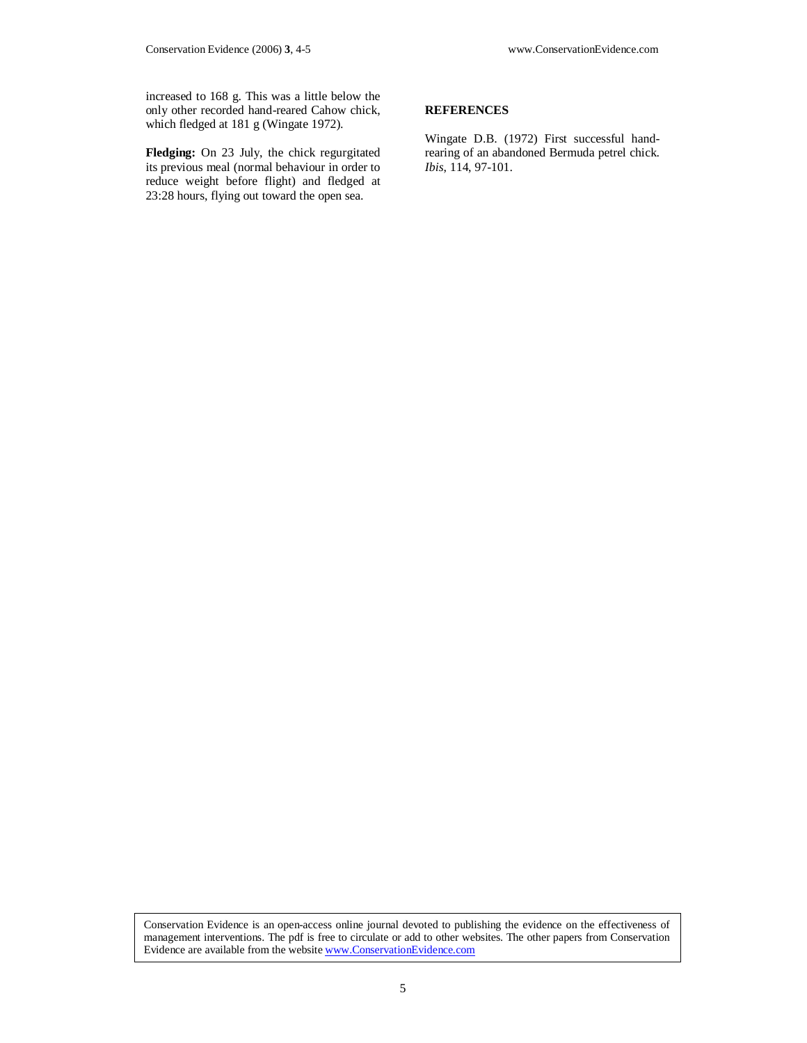increased to 168 g. This was a little below the only other recorded hand-reared Cahow chick, which fledged at 181 g (Wingate 1972).

**Fledging:** On 23 July, the chick regurgitated its previous meal (normal behaviour in order to reduce weight before flight) and fledged at 23:28 hours, flying out toward the open sea.

**REFERENCES**

Wingate D.B. (1972) First successful hand-rearing of an abandoned Bermuda petrel chick. *Ibis*, 114, 97-101.

Conservation Evidence is an open-access online journal devoted to publishing the evidence on the effectiveness of management interventions. The pdf is free to circulate or add to other websites. The other papers from Conservation Evidence are available from the website www.ConservationEvidence.com